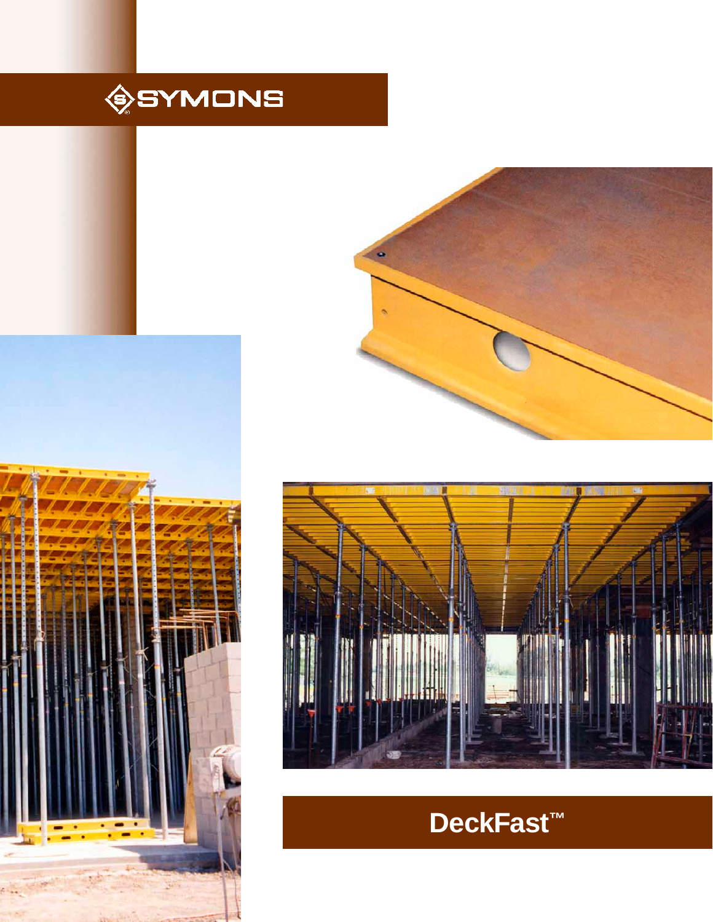SYMONS

# DeckFast™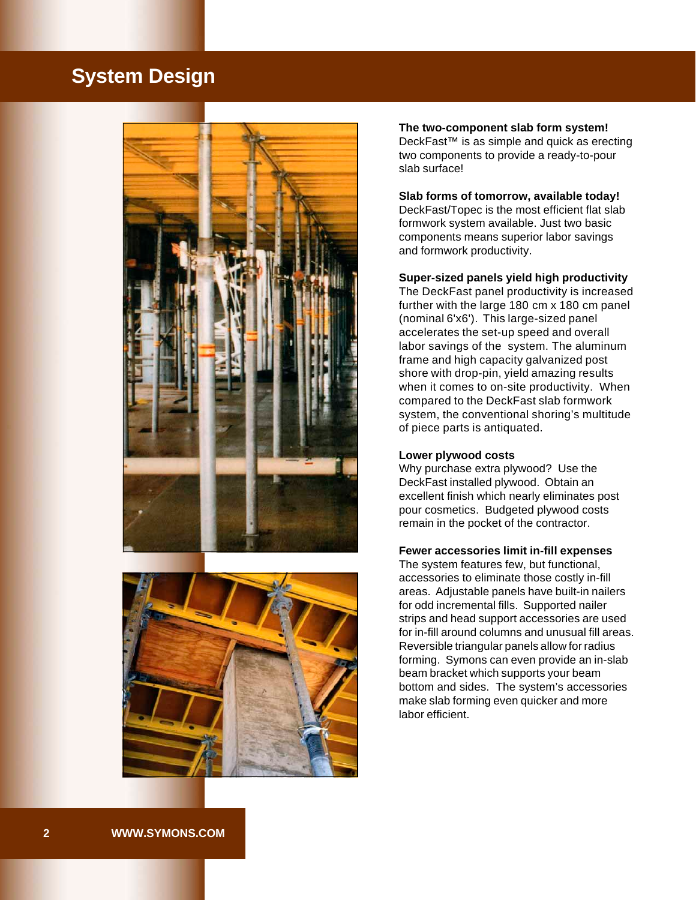# System Design

**The two-component slab form system!**
DeckFast™ is as simple and quick as erecting two components to provide a ready-to-pour slab surface!

**Slab forms of tomorrow, available today!**
DeckFast/Topec is the most efficient flat slab formwork system available. Just two basic components means superior labor savings and formwork productivity.

**Super-sized panels yield high productivity**
The DeckFast panel productivity is increased further with the large 180 cm x 180 cm panel (nominal 6'x6'). This large-sized panel accelerates the set-up speed and overall labor savings of the system. The aluminum frame and high capacity galvanized post shore with drop-pin, yield amazing results when it comes to on-site productivity. When compared to the DeckFast slab formwork system, the conventional shoring's multitude of piece parts is antiquated.

**Lower plywood costs**
Why purchase extra plywood? Use the DeckFast installed plywood. Obtain an excellent finish which nearly eliminates post pour cosmetics. Budgeted plywood costs remain in the pocket of the contractor.

**Fewer accessories limit in-fill expenses**
The system features few, but functional, accessories to eliminate those costly in-fill areas. Adjustable panels have built-in nailers for odd incremental fills. Supported nailer strips and head support accessories are used for in-fill around columns and unusual fill areas. Reversible triangular panels allow for radius forming. Symons can even provide an in-slab beam bracket which supports your beam bottom and sides. The system's accessories make slab forming even quicker and more labor efficient.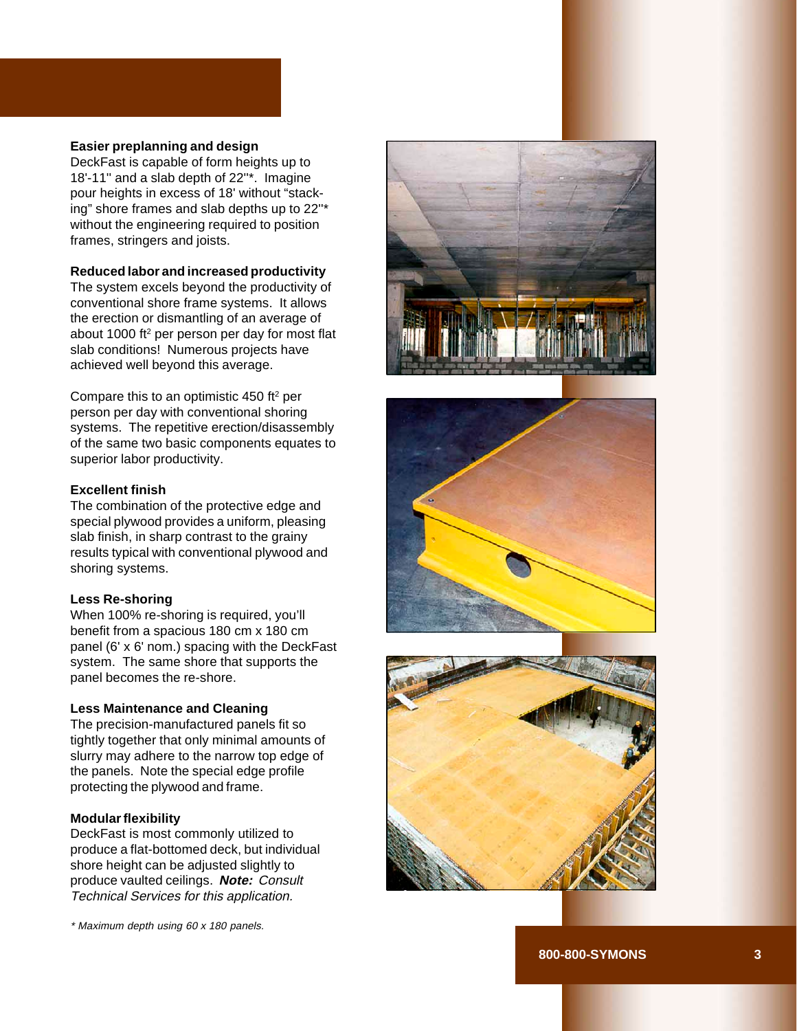**Easier preplanning and design**

DeckFast is capable of form heights up to 18'-11" and a slab depth of 22"*. Imagine pour heights in excess of 18' without "stacking" shore frames and slab depths up to 22"* without the engineering required to position frames, stringers and joists.

**Reduced labor and increased productivity**

The system excels beyond the productivity of conventional shore frame systems. It allows the erection or dismantling of an average of about 1000 $ft^2$ per person per day for most flat slab conditions! Numerous projects have achieved well beyond this average.

Compare this to an optimistic 450 $ft^2$ per person per day with conventional shoring systems. The repetitive erection/disassembly of the same two basic components equates to superior labor productivity.

**Excellent finish**

The combination of the protective edge and special plywood provides a uniform, pleasing slab finish, in sharp contrast to the grainy results typical with conventional plywood and shoring systems.

**Less Re-shoring**

When 100% re-shoring is required, you'll benefit from a spacious 180 cm x 180 cm panel (6' x 6' nom.) spacing with the DeckFast system. The same shore that supports the panel becomes the re-shore.

**Less Maintenance and Cleaning**

The precision-manufactured panels fit so tightly together that only minimal amounts of slurry may adhere to the narrow top edge of the panels. Note the special edge profile protecting the plywood and frame.

**Modular flexibility**

DeckFast is most commonly utilized to produce a flat-bottomed deck, but individual shore height can be adjusted slightly to produce vaulted ceilings. ***Note:*** *Consult Technical Services for this application.*

*\* Maximum depth using 60 x 180 panels.*

800-800-SYMONS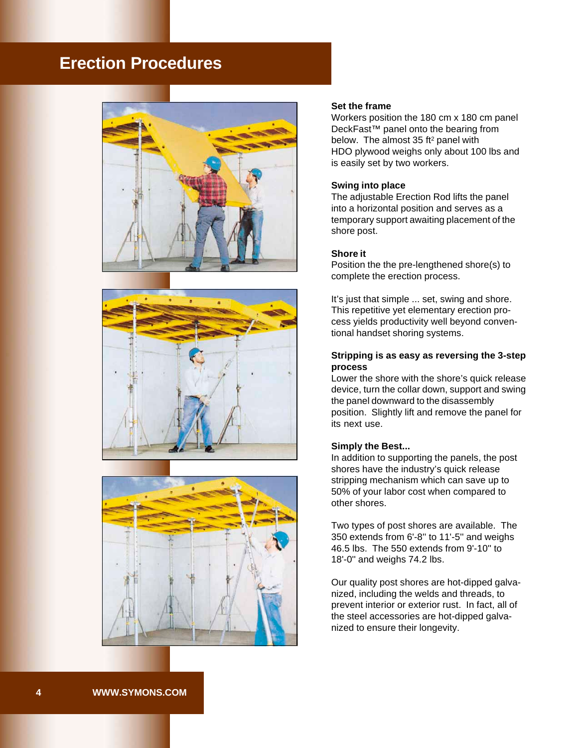# Erection Procedures

**Set the frame**
Workers position the 180 cm x 180 cm panel DeckFast™ panel onto the bearing from below. The almost 35 ft$^2$ panel with HDO plywood weighs only about 100 lbs and is easily set by two workers.

**Swing into place**
The adjustable Erection Rod lifts the panel into a horizontal position and serves as a temporary support awaiting placement of the shore post.

**Shore it**
Position the the pre-lengthened shore(s) to complete the erection process.

It's just that simple ... set, swing and shore. This repetitive yet elementary erection process yields productivity well beyond conventional handset shoring systems.

**Stripping is as easy as reversing the 3-step process**
Lower the shore with the shore's quick release device, turn the collar down, support and swing the panel downward to the disassembly position. Slightly lift and remove the panel for its next use.

**Simply the Best...**
In addition to supporting the panels, the post shores have the industry's quick release stripping mechanism which can save up to 50% of your labor cost when compared to other shores.

Two types of post shores are available. The 350 extends from 6'-8" to 11'-5" and weighs 46.5 lbs. The 550 extends from 9'-10" to 18'-0" and weighs 74.2 lbs.

Our quality post shores are hot-dipped galvanized, including the welds and threads, to prevent interior or exterior rust. In fact, all of the steel accessories are hot-dipped galvanized to ensure their longevity.

WWW.SYMONS.COM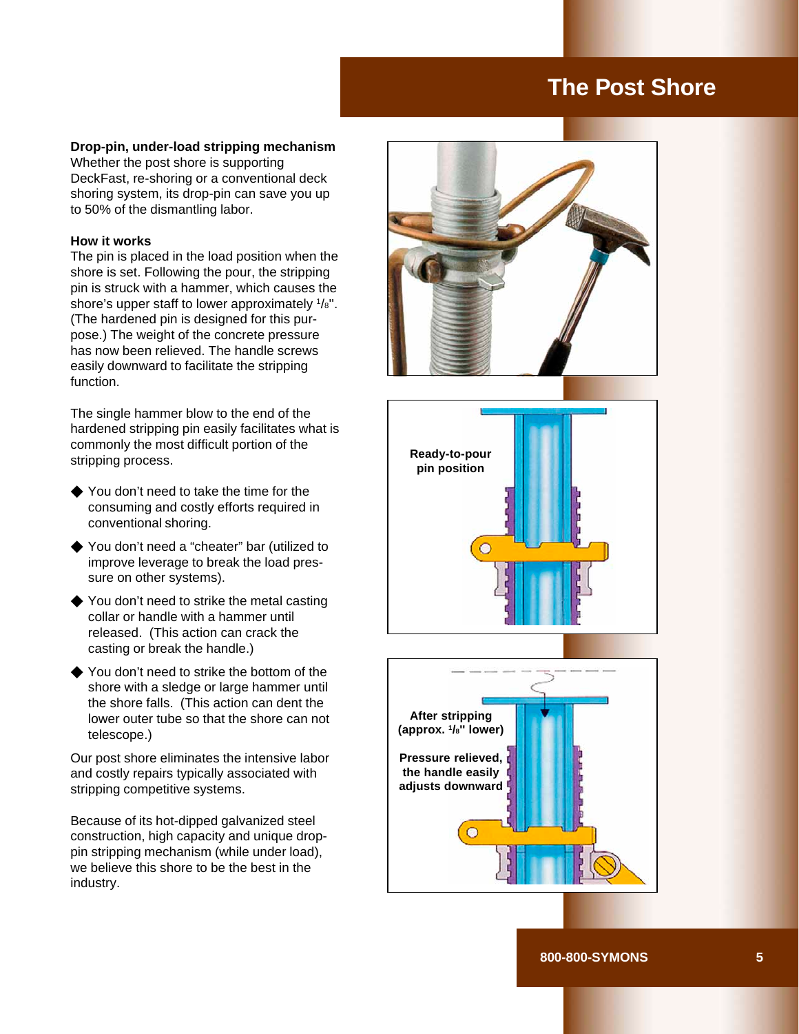# The Post Shore

**Drop-pin, under-load stripping mechanism**
Whether the post shore is supporting DeckFast, re-shoring or a conventional deck shoring system, its drop-pin can save you up to 50% of the dismantling labor.

**How it works**
The pin is placed in the load position when the shore is set. Following the pour, the stripping pin is struck with a hammer, which causes the shore's upper staff to lower approximately 1/8". (The hardened pin is designed for this purpose.) The weight of the concrete pressure has now been relieved. The handle screws easily downward to facilitate the stripping function.

The single hammer blow to the end of the hardened stripping pin easily facilitates what is commonly the most difficult portion of the stripping process.

- You don't need to take the time for the consuming and costly efforts required in conventional shoring.
- You don't need a "cheater" bar (utilized to improve leverage to break the load pressure on other systems).
- You don't need to strike the metal casting collar or handle with a hammer until released. (This action can crack the casting or break the handle.)
- You don't need to strike the bottom of the shore with a sledge or large hammer until the shore falls. (This action can dent the lower outer tube so that the shore can not telescope.)

Our post shore eliminates the intensive labor and costly repairs typically associated with stripping competitive systems.

Because of its hot-dipped galvanized steel construction, high capacity and unique drop-pin stripping mechanism (while under load), we believe this shore to be the best in the industry.

Ready-to-pour pin position

After stripping (approx. 1/8" lower)

Pressure relieved, the handle easily adjusts downward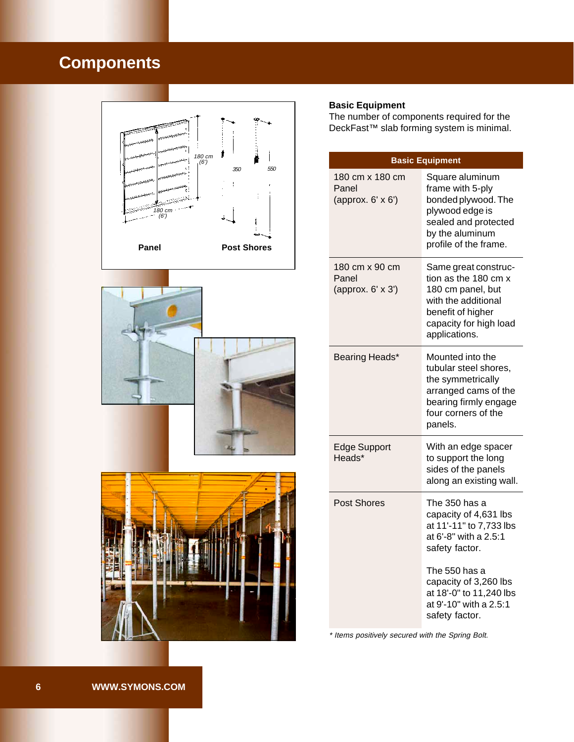# Components

Panel

Post Shores

### Basic Equipment

The number of components required for the DeckFast™ slab forming system is minimal.

| Basic Equipment | |
|---|---|
| 180 cm x 180 cm Panel (approx. 6' x 6') | Square aluminum frame with 5-ply bonded plywood. The plywood edge is sealed and protected by the aluminum profile of the frame. |
| 180 cm x 90 cm Panel (approx. 6' x 3') | Same great construction as the 180 cm x 180 cm panel, but with the additional benefit of higher capacity for high load applications. |
| Bearing Heads* | Mounted into the tubular steel shores, the symmetrically arranged cams of the bearing firmly engage four corners of the panels. |
| Edge Support Heads* | With an edge spacer to support the long sides of the panels along an existing wall. |
| Post Shores | The 350 has a capacity of 4,631 lbs at 11'-11" to 7,733 lbs at 6'-8" with a 2.5:1 safety factor.<br><br>The 550 has a capacity of 3,260 lbs at 18'-0" to 11,240 lbs at 9'-10" with a 2.5:1 safety factor. |

*\* Items positively secured with the Spring Bolt.*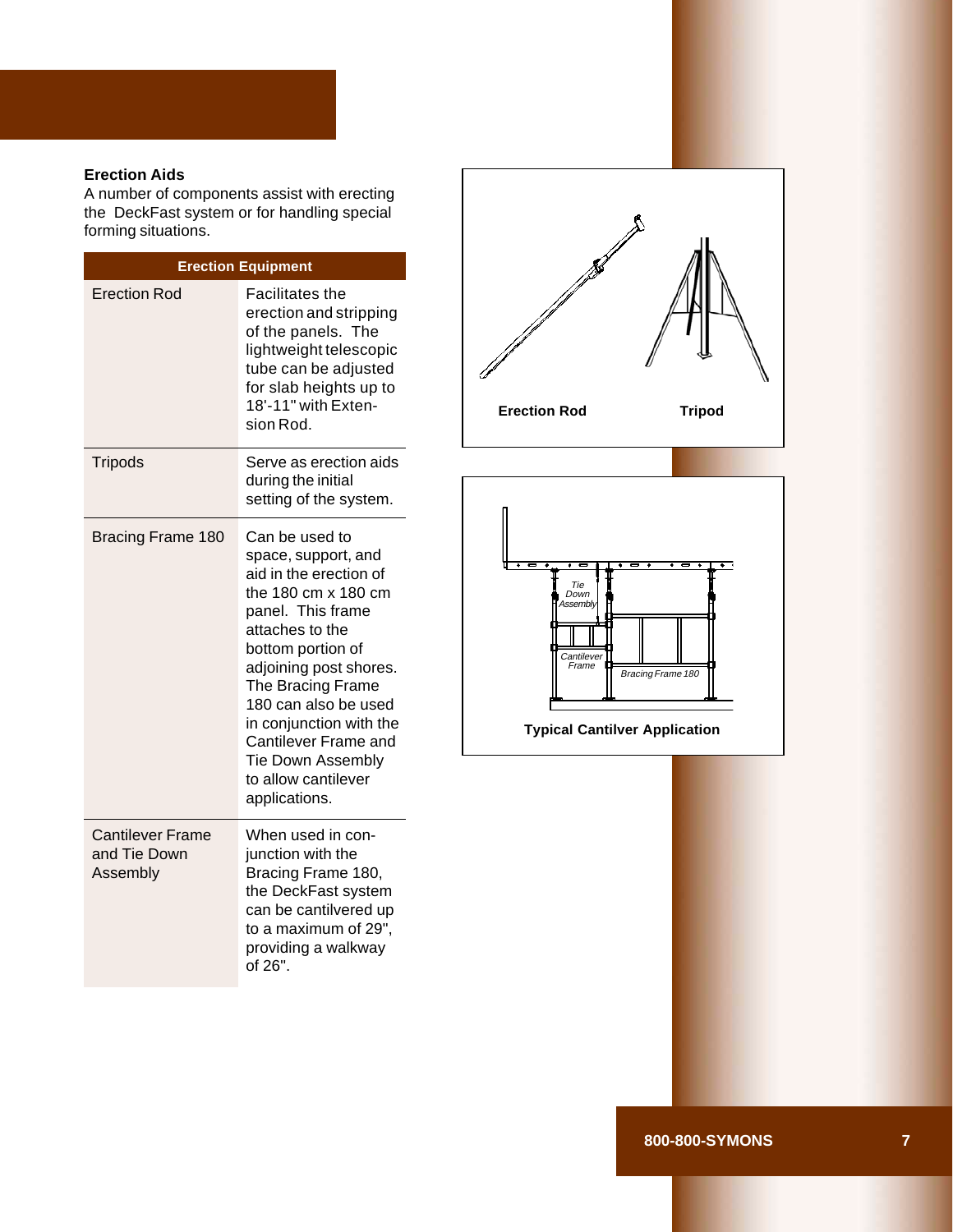### Erection Aids

A number of components assist with erecting the DeckFast system or for handling special forming situations.

| Erection Equipment | |
|---|---|
| Erection Rod | Facilitates the erection and stripping of the panels. The lightweight telescopic tube can be adjusted for slab heights up to 18'-11" with Extension Rod. |
| Tripods | Serve as erection aids during the initial setting of the system. |
| Bracing Frame 180 | Can be used to space, support, and aid in the erection of the 180 cm x 180 cm panel. This frame attaches to the bottom portion of adjoining post shores. The Bracing Frame 180 can also be used in conjunction with the Cantilever Frame and Tie Down Assembly to allow cantilever applications. |
| Cantilever Frame and Tie Down Assembly | When used in conjunction with the Bracing Frame 180, the DeckFast system can be cantilevered up to a maximum of 29", providing a walkway of 26". |

Erection Rod

Tripod

Tie Down Assembly

Cantilever Frame

Bracing Frame 180

Typical Cantilver Application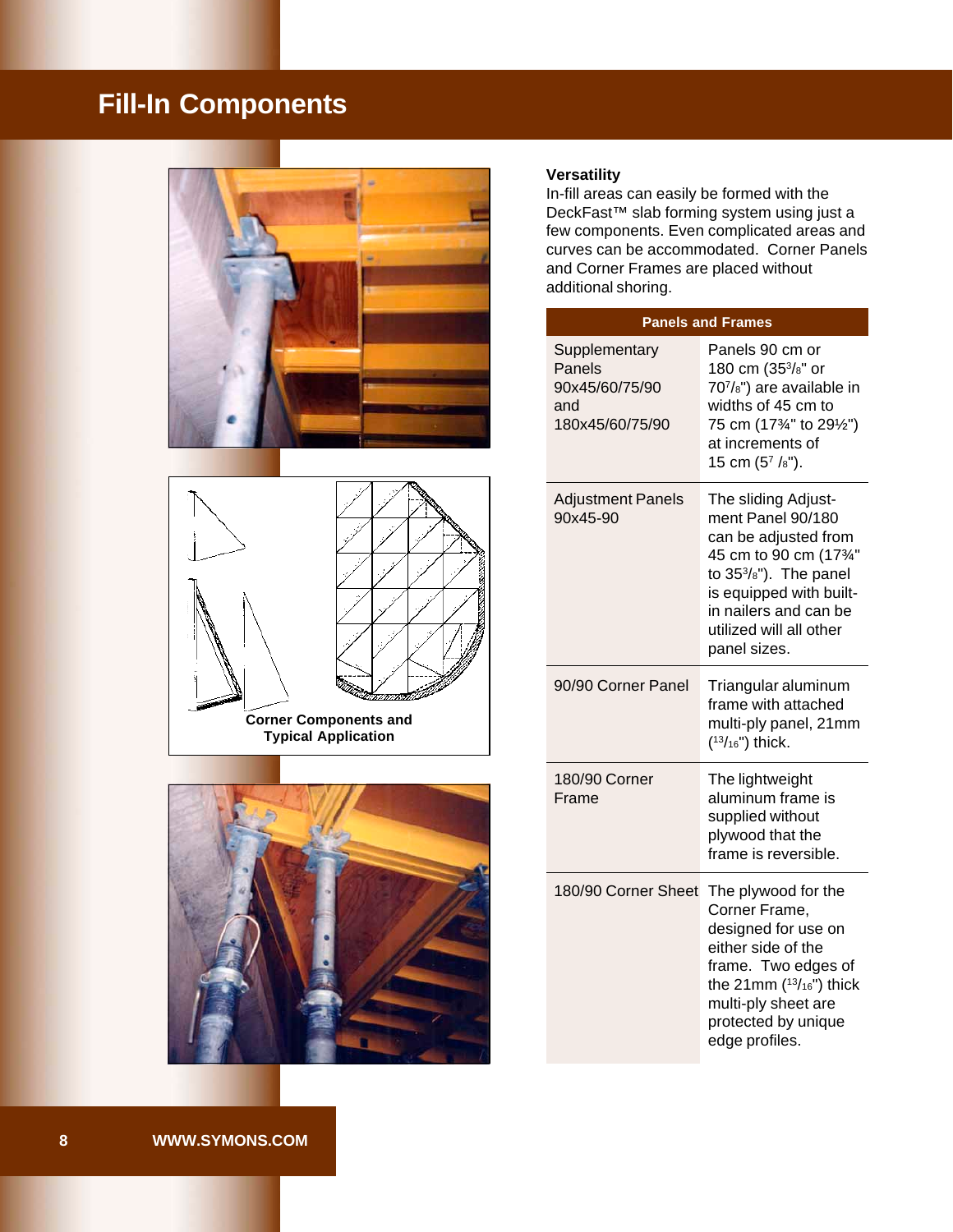# Fill-In Components

Corner Components and Typical Application

### Versatility

In-fill areas can easily be formed with the DeckFast™ slab forming system using just a few components. Even complicated areas and curves can be accommodated. Corner Panels and Corner Frames are placed without additional shoring.

| Panels and Frames | |
|---|---|
| Supplementary Panels 90x45/60/75/90 and 180x45/60/75/90 | Panels 90 cm or 180 cm (35³/₈" or 70⁷/₈") are available in widths of 45 cm to 75 cm (17¾" to 29½") at increments of 15 cm (5⁷/₈"). |
| Adjustment Panels 90x45-90 | The sliding Adjustment Panel 90/180 can be adjusted from 45 cm to 90 cm (17¾" to 35³/₈"). The panel is equipped with built-in nailers and can be utilized will all other panel sizes. |
| 90/90 Corner Panel | Triangular aluminum frame with attached multi-ply panel, 21mm (¹³/₁₆") thick. |
| 180/90 Corner Frame | The lightweight aluminum frame is supplied without plywood that the frame is reversible. |
| 180/90 Corner Sheet | The plywood for the Corner Frame, designed for use on either side of the frame. Two edges of the 21mm (¹³/₁₆") thick multi-ply sheet are protected by unique edge profiles. |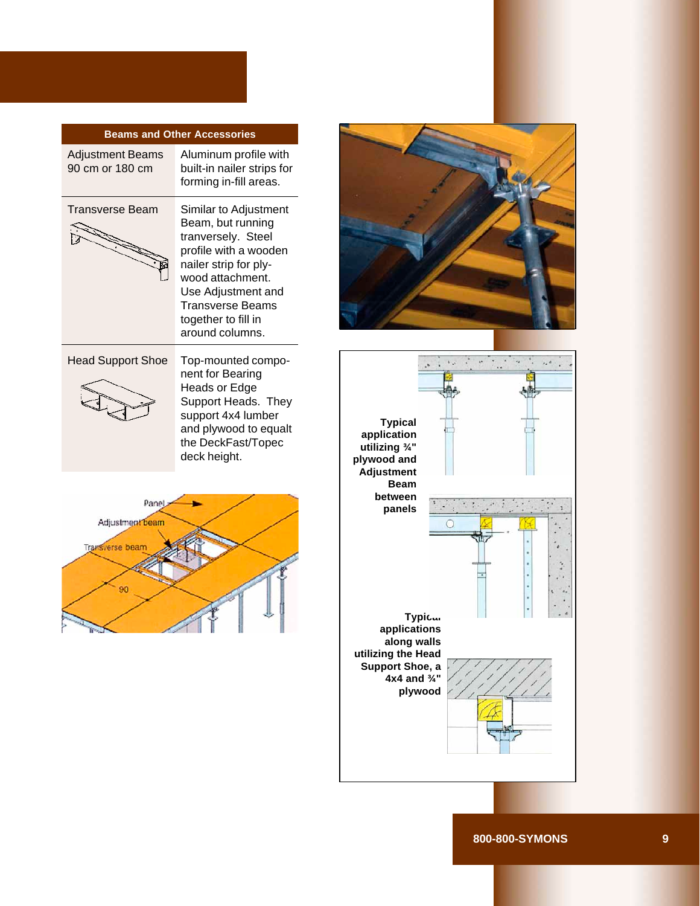| Beams and Other Accessories | |
|---|---|
| Adjustment Beams 90 cm or 180 cm | Aluminum profile with built-in nailer strips for forming in-fill areas. |
| Transverse Beam | Similar to Adjustment Beam, but running tranversely. Steel profile with a wooden nailer strip for plywood attachment. Use Adjustment and Transverse Beams together to fill in around columns. |
| Head Support Shoe | Top-mounted component for Bearing Heads or Edge Support Heads. They support 4x4 lumber and plywood to equalt the DeckFast/Topec deck height. |

Panel

Adjustment beam

Transverse beam

90

**Typical application utilizing ¾" plywood and Adjustment Beam between panels**

**Typical applications along walls utilizing the Head Support Shoe, a 4x4 and ¾" plywood**

800-800-SYMONS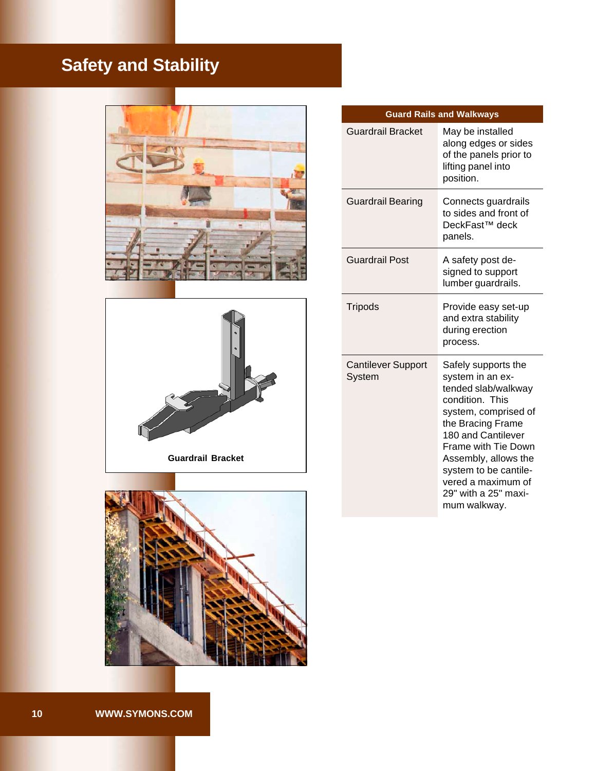# Safety and Stability

Guardrail Bracket

| Guard Rails and Walkways | |
|---|---|
| Guardrail Bracket | May be installed along edges or sides of the panels prior to lifting panel into position. |
| Guardrail Bearing | Connects guardrails to sides and front of DeckFast™ deck panels. |
| Guardrail Post | A safety post designed to support lumber guardrails. |
| Tripods | Provide easy set-up and extra stability during erection process. |
| Cantilever Support System | Safely supports the system in an extended slab/walkway condition. This system, comprised of the Bracing Frame 180 and Cantilever Frame with Tie Down Assembly, allows the system to be cantilevered a maximum of 29" with a 25" maximum walkway. |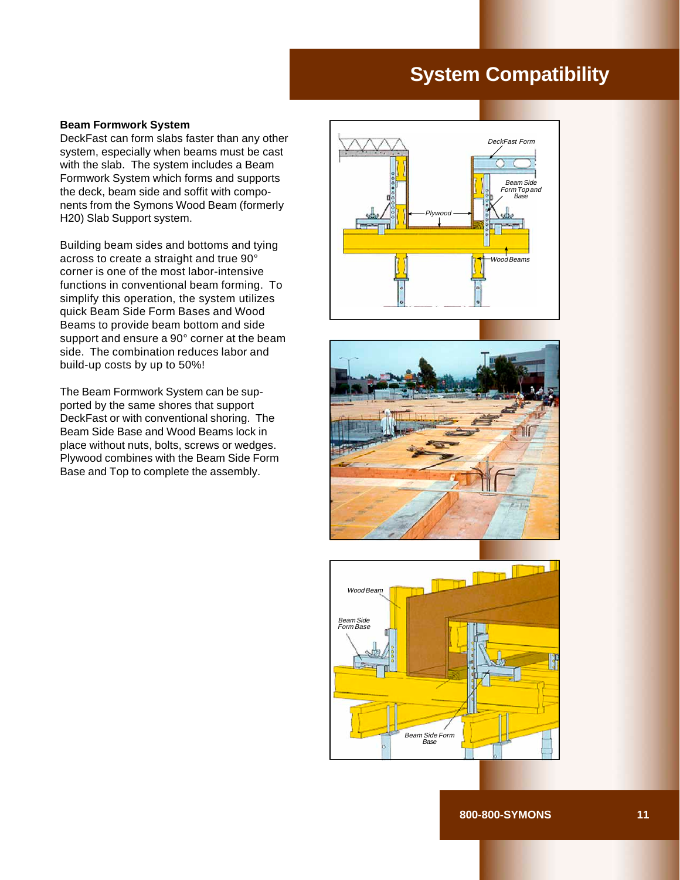# System Compatibility

**Beam Formwork System**

DeckFast can form slabs faster than any other system, especially when beams must be cast with the slab. The system includes a Beam Formwork System which forms and supports the deck, beam side and soffit with components from the Symons Wood Beam (formerly H20) Slab Support system.

Building beam sides and bottoms and tying across to create a straight and true 90° corner is one of the most labor-intensive functions in conventional beam forming. To simplify this operation, the system utilizes quick Beam Side Form Bases and Wood Beams to provide beam bottom and side support and ensure a 90° corner at the beam side. The combination reduces labor and build-up costs by up to 50%!

The Beam Formwork System can be supported by the same shores that support DeckFast or with conventional shoring. The Beam Side Base and Wood Beams lock in place without nuts, bolts, screws or wedges. Plywood combines with the Beam Side Form Base and Top to complete the assembly.

800-800-SYMONS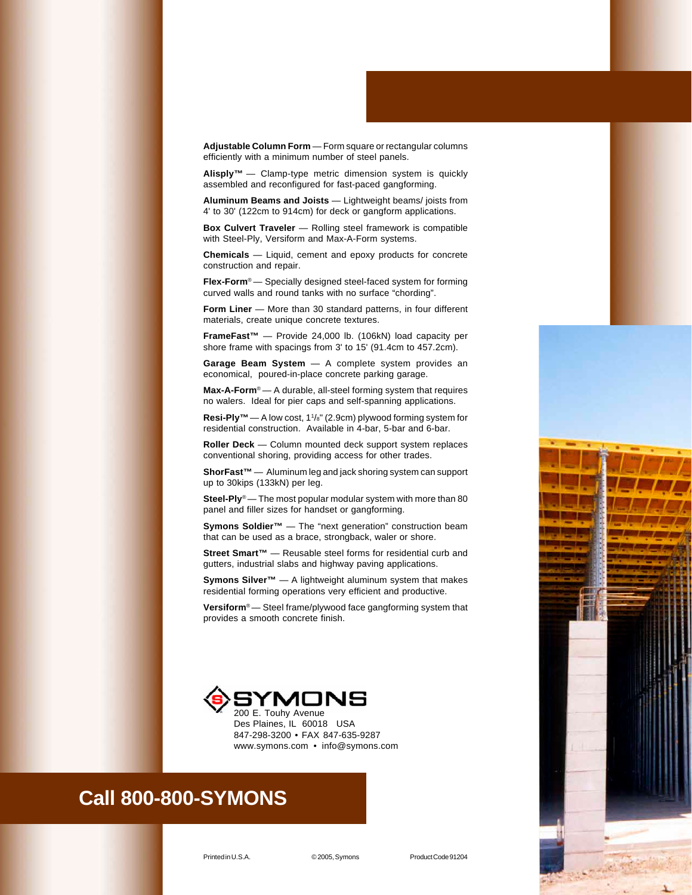**Adjustable Column Form** — Form square or rectangular columns efficiently with a minimum number of steel panels.

**Alisply™** — Clamp-type metric dimension system is quickly assembled and reconfigured for fast-paced gangforming.

**Aluminum Beams and Joists** — Lightweight beams/ joists from 4' to 30' (122cm to 914cm) for deck or gangform applications.

**Box Culvert Traveler** — Rolling steel framework is compatible with Steel-Ply, Versiform and Max-A-Form systems.

**Chemicals** — Liquid, cement and epoxy products for concrete construction and repair.

**Flex-Form®** — Specially designed steel-faced system for forming curved walls and round tanks with no surface "chording".

**Form Liner** — More than 30 standard patterns, in four different materials, create unique concrete textures.

**FrameFast™** — Provide 24,000 lb. (106kN) load capacity per shore frame with spacings from 3' to 15' (91.4cm to 457.2cm).

**Garage Beam System** — A complete system provides an economical, poured-in-place concrete parking garage.

**Max-A-Form®** — A durable, all-steel forming system that requires no walers. Ideal for pier caps and self-spanning applications.

**Resi-Ply™** — A low cost, 1¹/₈" (2.9cm) plywood forming system for residential construction. Available in 4-bar, 5-bar and 6-bar.

**Roller Deck** — Column mounted deck support system replaces conventional shoring, providing access for other trades.

**ShorFast™** — Aluminum leg and jack shoring system can support up to 30kips (133kN) per leg.

**Steel-Ply®** — The most popular modular system with more than 80 panel and filler sizes for handset or gangforming.

**Symons Soldier™** — The "next generation" construction beam that can be used as a brace, strongback, waler or shore.

**Street Smart™** — Reusable steel forms for residential curb and gutters, industrial slabs and highway paving applications.

**Symons Silver™** — A lightweight aluminum system that makes residential forming operations very efficient and productive.

**Versiform®** — Steel frame/plywood face gangforming system that provides a smooth concrete finish.

**SYMONS**

200 E. Touhy Avenue
Des Plaines, IL 60018 USA
847-298-3200 • FAX 847-635-9287
www.symons.com • info@symons.com

## Call 800-800-SYMONS

Printed in U.S.A. © 2005, Symons Product Code 91204